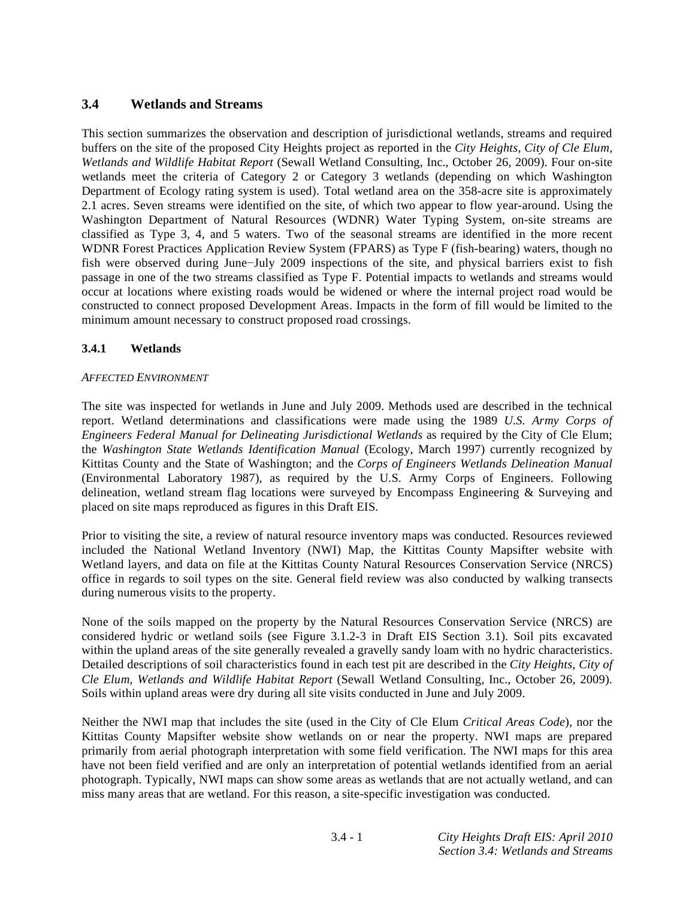## 3.4 Wetlands and Streams

This section summarizes the observation and description of jurisdictional wetlands, streams and required buffers on the site of the proposed City Heights project as reported in the *City Heights, City of Cle Elum, Wetlands and Wildlife Habitat Report* (Sewall Wetland Consulting, Inc., October 26, 2009). Four on-site wetlands meet the criteria of Category 2 or Category 3 wetlands (depending on which Washington Department of Ecology rating system is used). Total wetland area on the 358-acre site is approximately 2.1 acres. Seven streams were identified on the site, of which two appear to flow year-around. Using the Washington Department of Natural Resources (WDNR) Water Typing System, on-site streams are classified as Type 3, 4, and 5 waters. Two of the seasonal streams are identified in the more recent WDNR Forest Practices Application Review System (FPARS) as Type F (fish-bearing) waters, though no fish were observed during June−July 2009 inspections of the site, and physical barriers exist to fish passage in one of the two streams classified as Type F. Potential impacts to wetlands and streams would occur at locations where existing roads would be widened or where the internal project road would be constructed to connect proposed Development Areas. Impacts in the form of fill would be limited to the minimum amount necessary to construct proposed road crossings.

### 3.4.1 Wetlands

*AFFECTED ENVIRONMENT*

The site was inspected for wetlands in June and July 2009. Methods used are described in the technical report. Wetland determinations and classifications were made using the 1989 *U.S. Army Corps of Engineers Federal Manual for Delineating Jurisdictional Wetlands* as required by the City of Cle Elum; the *Washington State Wetlands Identification Manual* (Ecology, March 1997) currently recognized by Kittitas County and the State of Washington; and the *Corps of Engineers Wetlands Delineation Manual* (Environmental Laboratory 1987), as required by the U.S. Army Corps of Engineers. Following delineation, wetland stream flag locations were surveyed by Encompass Engineering & Surveying and placed on site maps reproduced as figures in this Draft EIS.

Prior to visiting the site, a review of natural resource inventory maps was conducted. Resources reviewed included the National Wetland Inventory (NWI) Map, the Kittitas County Mapsifter website with Wetland layers, and data on file at the Kittitas County Natural Resources Conservation Service (NRCS) office in regards to soil types on the site. General field review was also conducted by walking transects during numerous visits to the property.

None of the soils mapped on the property by the Natural Resources Conservation Service (NRCS) are considered hydric or wetland soils (see Figure 3.1.2-3 in Draft EIS Section 3.1). Soil pits excavated within the upland areas of the site generally revealed a gravelly sandy loam with no hydric characteristics. Detailed descriptions of soil characteristics found in each test pit are described in the *City Heights, City of Cle Elum, Wetlands and Wildlife Habitat Report* (Sewall Wetland Consulting, Inc., October 26, 2009). Soils within upland areas were dry during all site visits conducted in June and July 2009.

Neither the NWI map that includes the site (used in the City of Cle Elum *Critical Areas Code*), nor the Kittitas County Mapsifter website show wetlands on or near the property. NWI maps are prepared primarily from aerial photograph interpretation with some field verification. The NWI maps for this area have not been field verified and are only an interpretation of potential wetlands identified from an aerial photograph. Typically, NWI maps can show some areas as wetlands that are not actually wetland, and can miss many areas that are wetland. For this reason, a site-specific investigation was conducted.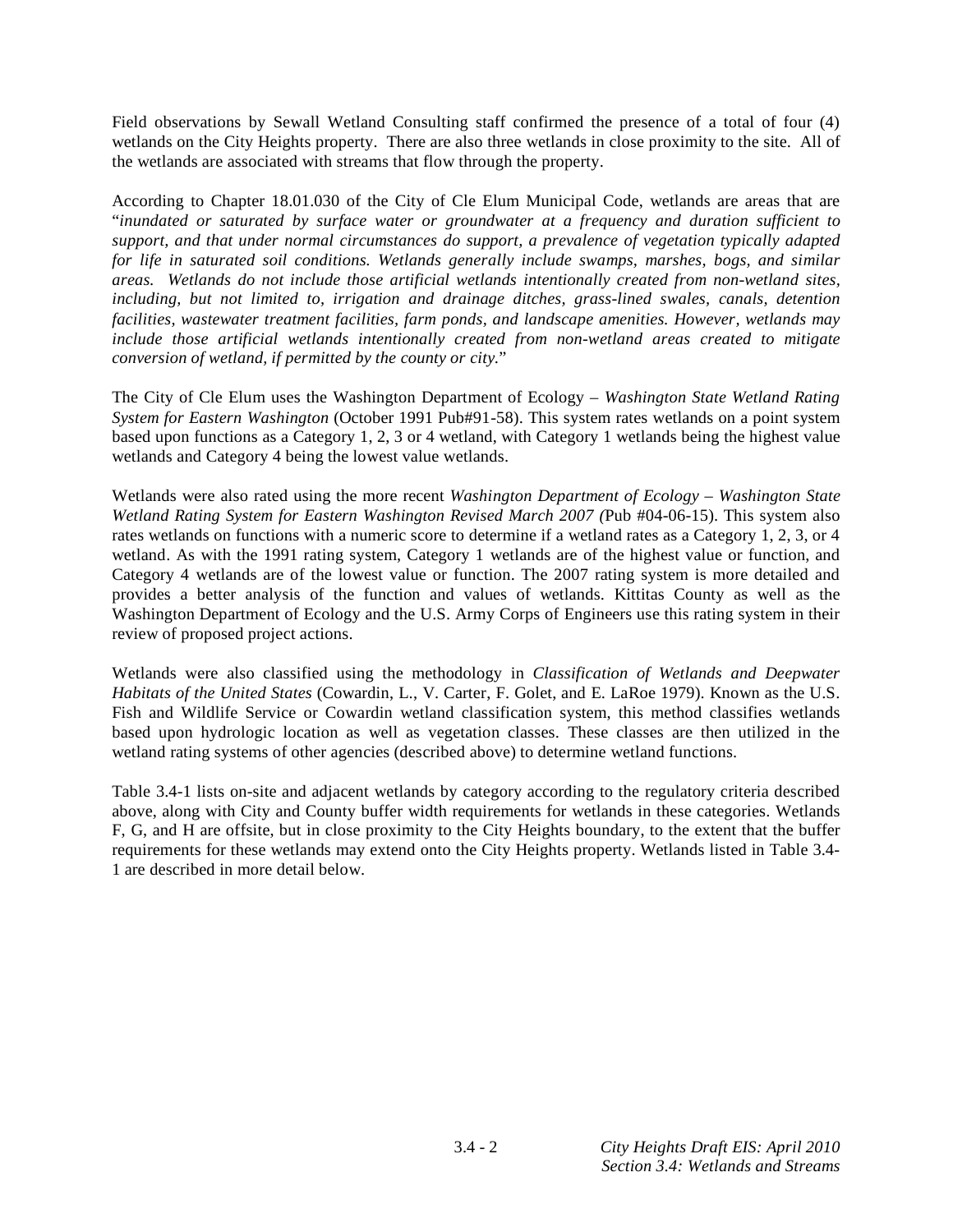Field observations by Sewall Wetland Consulting staff confirmed the presence of a total of four (4) wetlands on the City Heights property. There are also three wetlands in close proximity to the site. All of the wetlands are associated with streams that flow through the property.

According to Chapter 18.01.030 of the City of Cle Elum Municipal Code, wetlands are areas that are "*inundated or saturated by surface water or groundwater at a frequency and duration sufficient to support, and that under normal circumstances do support, a prevalence of vegetation typically adapted for life in saturated soil conditions. Wetlands generally include swamps, marshes, bogs, and similar areas. Wetlands do not include those artificial wetlands intentionally created from non-wetland sites, including, but not limited to, irrigation and drainage ditches, grass-lined swales, canals, detention facilities, wastewater treatment facilities, farm ponds, and landscape amenities. However, wetlands may include those artificial wetlands intentionally created from non-wetland areas created to mitigate conversion of wetland, if permitted by the county or city.*"

The City of Cle Elum uses the Washington Department of Ecology – *Washington State Wetland Rating System for Eastern Washington* (October 1991 Pub#91-58). This system rates wetlands on a point system based upon functions as a Category 1, 2, 3 or 4 wetland, with Category 1 wetlands being the highest value wetlands and Category 4 being the lowest value wetlands.

Wetlands were also rated using the more recent *Washington Department of Ecology – Washington State Wetland Rating System for Eastern Washington Revised March 2007 (*Pub #04-06-15). This system also rates wetlands on functions with a numeric score to determine if a wetland rates as a Category 1, 2, 3, or 4 wetland. As with the 1991 rating system, Category 1 wetlands are of the highest value or function, and Category 4 wetlands are of the lowest value or function. The 2007 rating system is more detailed and provides a better analysis of the function and values of wetlands. Kittitas County as well as the Washington Department of Ecology and the U.S. Army Corps of Engineers use this rating system in their review of proposed project actions.

Wetlands were also classified using the methodology in *Classification of Wetlands and Deepwater Habitats of the United States* (Cowardin, L., V. Carter, F. Golet, and E. LaRoe 1979). Known as the U.S. Fish and Wildlife Service or Cowardin wetland classification system, this method classifies wetlands based upon hydrologic location as well as vegetation classes. These classes are then utilized in the wetland rating systems of other agencies (described above) to determine wetland functions.

Table 3.4-1 lists on-site and adjacent wetlands by category according to the regulatory criteria described above, along with City and County buffer width requirements for wetlands in these categories. Wetlands F, G, and H are offsite, but in close proximity to the City Heights boundary, to the extent that the buffer requirements for these wetlands may extend onto the City Heights property. Wetlands listed in Table 3.4-1 are described in more detail below.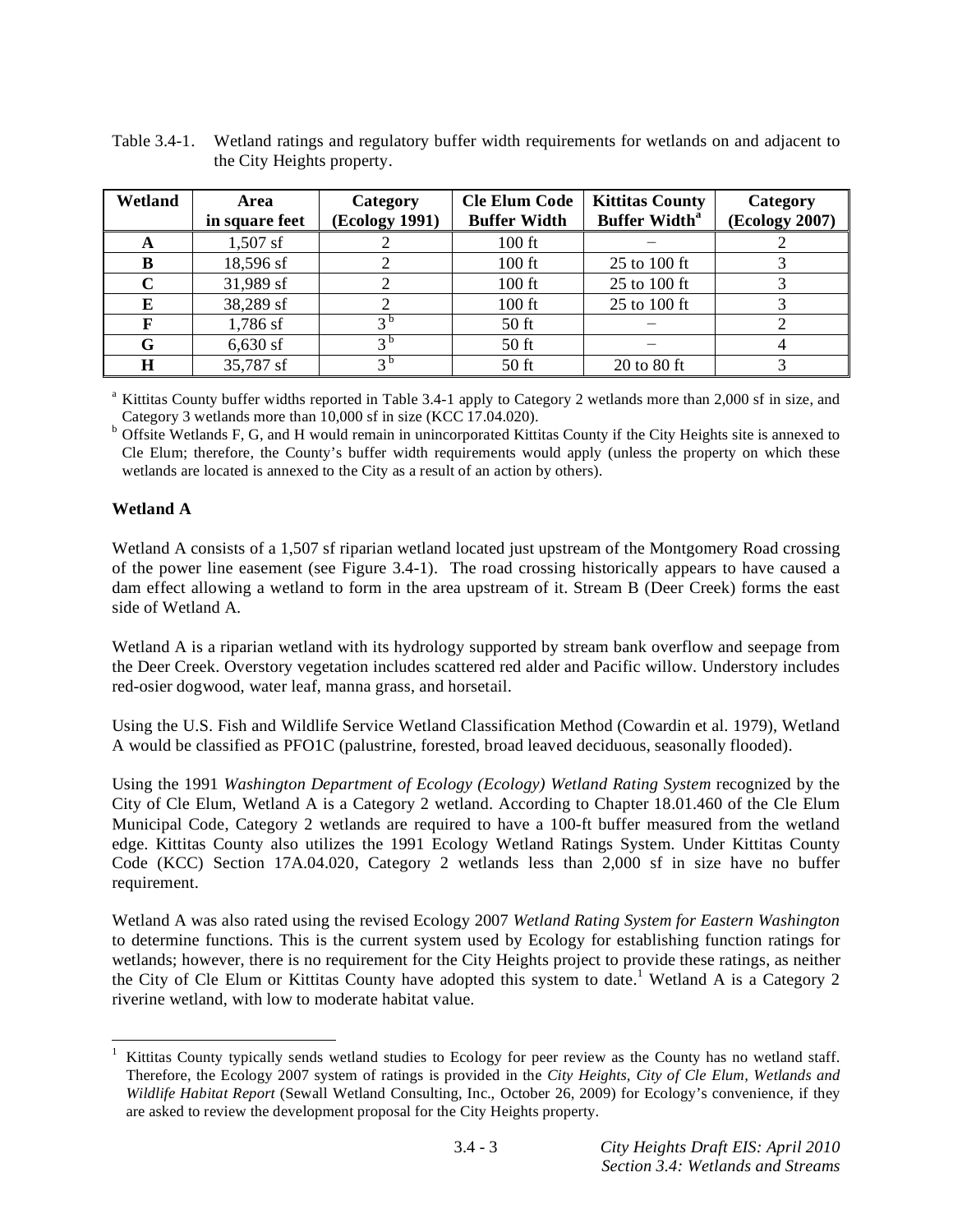Table 3.4-1. Wetland ratings and regulatory buffer width requirements for wetlands on and adjacent to the City Heights property.

| Wetland | Area in square feet | Category (Ecology 1991) | Cle Elum Code Buffer Width | Kittitas County Buffer Width[a] | Category (Ecology 2007) |
|---|---|---|---|---|---|
| A | 1,507 sf | 2 | 100 ft | – | 2 |
| B | 18,596 sf | 2 | 100 ft | 25 to 100 ft | 3 |
| C | 31,989 sf | 2 | 100 ft | 25 to 100 ft | 3 |
| E | 38,289 sf | 2 | 100 ft | 25 to 100 ft | 3 |
| F | 1,786 sf | 3 [b] | 50 ft | – | 2 |
| G | 6,630 sf | 3 [b] | 50 ft | – | 4 |
| H | 35,787 sf | 3 [b] | 50 ft | 20 to 80 ft | 3 |

[a] Kittitas County buffer widths reported in Table 3.4-1 apply to Category 2 wetlands more than 2,000 sf in size, and Category 3 wetlands more than 10,000 sf in size (KCC 17.04.020).

[b] Offsite Wetlands F, G, and H would remain in unincorporated Kittitas County if the City Heights site is annexed to Cle Elum; therefore, the County's buffer width requirements would apply (unless the property on which these wetlands are located is annexed to the City as a result of an action by others).

**Wetland A**

Wetland A consists of a 1,507 sf riparian wetland located just upstream of the Montgomery Road crossing of the power line easement (see Figure 3.4-1). The road crossing historically appears to have caused a dam effect allowing a wetland to form in the area upstream of it. Stream B (Deer Creek) forms the east side of Wetland A.

Wetland A is a riparian wetland with its hydrology supported by stream bank overflow and seepage from the Deer Creek. Overstory vegetation includes scattered red alder and Pacific willow. Understory includes red-osier dogwood, water leaf, manna grass, and horsetail.

Using the U.S. Fish and Wildlife Service Wetland Classification Method (Cowardin et al. 1979), Wetland A would be classified as PFO1C (palustrine, forested, broad leaved deciduous, seasonally flooded).

Using the 1991 *Washington Department of Ecology (Ecology) Wetland Rating System* recognized by the City of Cle Elum, Wetland A is a Category 2 wetland. According to Chapter 18.01.460 of the Cle Elum Municipal Code, Category 2 wetlands are required to have a 100-ft buffer measured from the wetland edge. Kittitas County also utilizes the 1991 Ecology Wetland Ratings System. Under Kittitas County Code (KCC) Section 17A.04.020, Category 2 wetlands less than 2,000 sf in size have no buffer requirement.

Wetland A was also rated using the revised Ecology 2007 *Wetland Rating System for Eastern Washington* to determine functions. This is the current system used by Ecology for establishing function ratings for wetlands; however, there is no requirement for the City Heights project to provide these ratings, as neither the City of Cle Elum or Kittitas County have adopted this system to date.[1] Wetland A is a Category 2 riverine wetland, with low to moderate habitat value.

[1] Kittitas County typically sends wetland studies to Ecology for peer review as the County has no wetland staff. Therefore, the Ecology 2007 system of ratings is provided in the *City Heights, City of Cle Elum, Wetlands and Wildlife Habitat Report* (Sewall Wetland Consulting, Inc., October 26, 2009) for Ecology's convenience, if they are asked to review the development proposal for the City Heights property.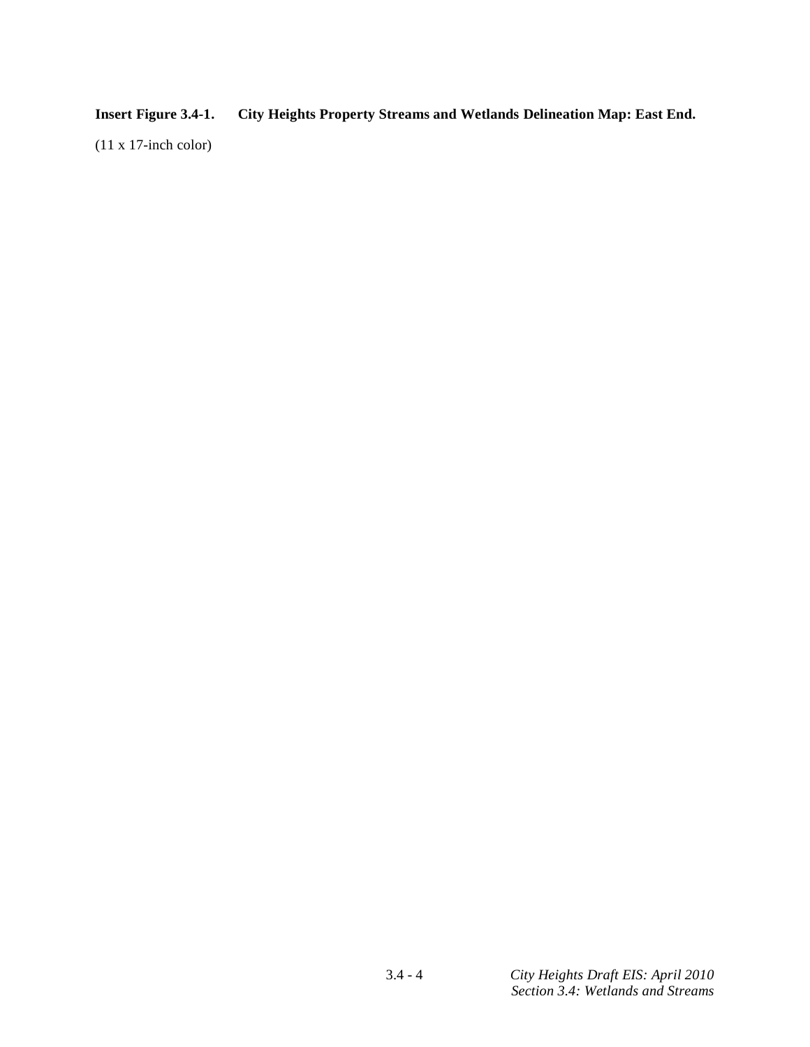**Insert Figure 3.4-1. City Heights Property Streams and Wetlands Delineation Map: East End.**

(11 x 17-inch color)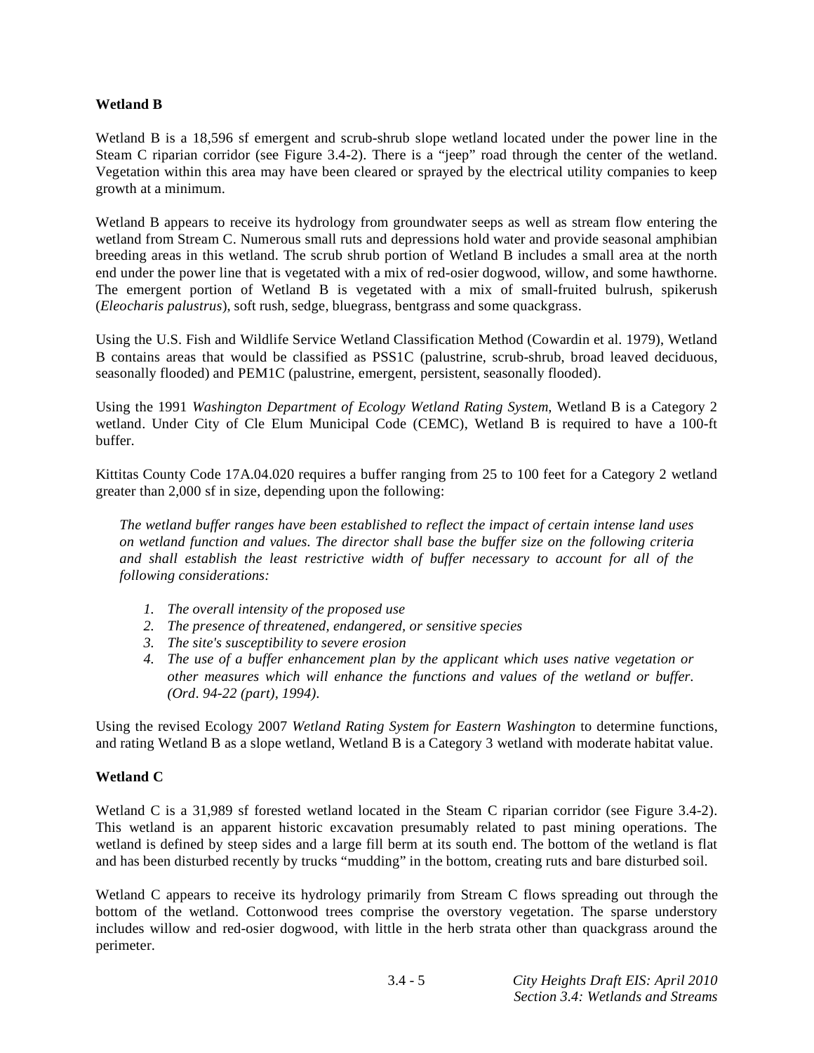### Wetland B

Wetland B is a 18,596 sf emergent and scrub-shrub slope wetland located under the power line in the Steam C riparian corridor (see Figure 3.4-2). There is a "jeep" road through the center of the wetland. Vegetation within this area may have been cleared or sprayed by the electrical utility companies to keep growth at a minimum.

Wetland B appears to receive its hydrology from groundwater seeps as well as stream flow entering the wetland from Stream C. Numerous small ruts and depressions hold water and provide seasonal amphibian breeding areas in this wetland. The scrub shrub portion of Wetland B includes a small area at the north end under the power line that is vegetated with a mix of red-osier dogwood, willow, and some hawthorne. The emergent portion of Wetland B is vegetated with a mix of small-fruited bulrush, spikerush (*Eleocharis palustrus*), soft rush, sedge, bluegrass, bentgrass and some quackgrass.

Using the U.S. Fish and Wildlife Service Wetland Classification Method (Cowardin et al. 1979), Wetland B contains areas that would be classified as PSS1C (palustrine, scrub-shrub, broad leaved deciduous, seasonally flooded) and PEM1C (palustrine, emergent, persistent, seasonally flooded).

Using the 1991 *Washington Department of Ecology Wetland Rating System*, Wetland B is a Category 2 wetland. Under City of Cle Elum Municipal Code (CEMC), Wetland B is required to have a 100-ft buffer.

Kittitas County Code 17A.04.020 requires a buffer ranging from 25 to 100 feet for a Category 2 wetland greater than 2,000 sf in size, depending upon the following:

> *The wetland buffer ranges have been established to reflect the impact of certain intense land uses on wetland function and values. The director shall base the buffer size on the following criteria and shall establish the least restrictive width of buffer necessary to account for all of the following considerations:*
>
> 1. *The overall intensity of the proposed use*
> 2. *The presence of threatened, endangered, or sensitive species*
> 3. *The site's susceptibility to severe erosion*
> 4. *The use of a buffer enhancement plan by the applicant which uses native vegetation or other measures which will enhance the functions and values of the wetland or buffer. (Ord. 94-22 (part), 1994).*

Using the revised Ecology 2007 *Wetland Rating System for Eastern Washington* to determine functions, and rating Wetland B as a slope wetland, Wetland B is a Category 3 wetland with moderate habitat value.

### Wetland C

Wetland C is a 31,989 sf forested wetland located in the Steam C riparian corridor (see Figure 3.4-2). This wetland is an apparent historic excavation presumably related to past mining operations. The wetland is defined by steep sides and a large fill berm at its south end. The bottom of the wetland is flat and has been disturbed recently by trucks "mudding" in the bottom, creating ruts and bare disturbed soil.

Wetland C appears to receive its hydrology primarily from Stream C flows spreading out through the bottom of the wetland. Cottonwood trees comprise the overstory vegetation. The sparse understory includes willow and red-osier dogwood, with little in the herb strata other than quackgrass around the perimeter.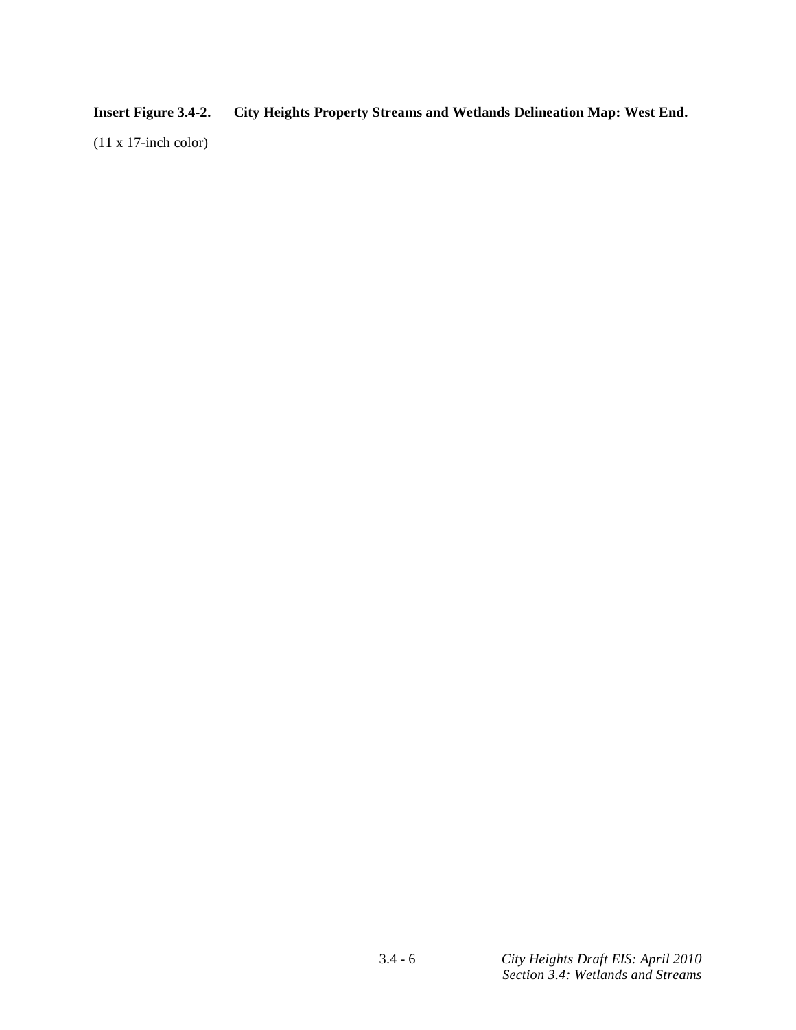**Insert Figure 3.4-2. City Heights Property Streams and Wetlands Delineation Map: West End.**

(11 x 17-inch color)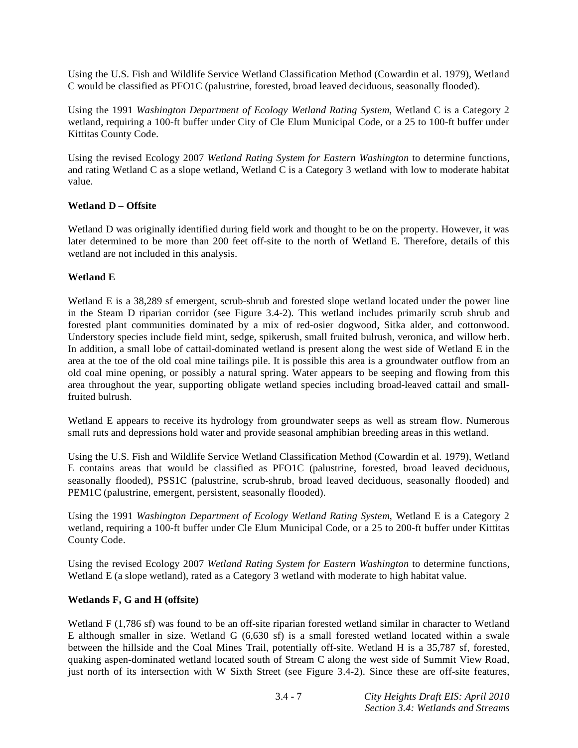Using the U.S. Fish and Wildlife Service Wetland Classification Method (Cowardin et al. 1979), Wetland C would be classified as PFO1C (palustrine, forested, broad leaved deciduous, seasonally flooded).

Using the 1991 *Washington Department of Ecology Wetland Rating System*, Wetland C is a Category 2 wetland, requiring a 100-ft buffer under City of Cle Elum Municipal Code, or a 25 to 100-ft buffer under Kittitas County Code.

Using the revised Ecology 2007 *Wetland Rating System for Eastern Washington* to determine functions, and rating Wetland C as a slope wetland, Wetland C is a Category 3 wetland with low to moderate habitat value.

**Wetland D – Offsite**

Wetland D was originally identified during field work and thought to be on the property. However, it was later determined to be more than 200 feet off-site to the north of Wetland E. Therefore, details of this wetland are not included in this analysis.

**Wetland E**

Wetland E is a 38,289 sf emergent, scrub-shrub and forested slope wetland located under the power line in the Steam D riparian corridor (see Figure 3.4-2). This wetland includes primarily scrub shrub and forested plant communities dominated by a mix of red-osier dogwood, Sitka alder, and cottonwood. Understory species include field mint, sedge, spikerush, small fruited bulrush, veronica, and willow herb. In addition, a small lobe of cattail-dominated wetland is present along the west side of Wetland E in the area at the toe of the old coal mine tailings pile. It is possible this area is a groundwater outflow from an old coal mine opening, or possibly a natural spring. Water appears to be seeping and flowing from this area throughout the year, supporting obligate wetland species including broad-leaved cattail and small-fruited bulrush.

Wetland E appears to receive its hydrology from groundwater seeps as well as stream flow. Numerous small ruts and depressions hold water and provide seasonal amphibian breeding areas in this wetland.

Using the U.S. Fish and Wildlife Service Wetland Classification Method (Cowardin et al. 1979), Wetland E contains areas that would be classified as PFO1C (palustrine, forested, broad leaved deciduous, seasonally flooded), PSS1C (palustrine, scrub-shrub, broad leaved deciduous, seasonally flooded) and PEM1C (palustrine, emergent, persistent, seasonally flooded).

Using the 1991 *Washington Department of Ecology Wetland Rating System*, Wetland E is a Category 2 wetland, requiring a 100-ft buffer under Cle Elum Municipal Code, or a 25 to 200-ft buffer under Kittitas County Code.

Using the revised Ecology 2007 *Wetland Rating System for Eastern Washington* to determine functions, Wetland E (a slope wetland), rated as a Category 3 wetland with moderate to high habitat value.

**Wetlands F, G and H (offsite)**

Wetland F (1,786 sf) was found to be an off-site riparian forested wetland similar in character to Wetland E although smaller in size. Wetland G (6,630 sf) is a small forested wetland located within a swale between the hillside and the Coal Mines Trail, potentially off-site. Wetland H is a 35,787 sf, forested, quaking aspen-dominated wetland located south of Stream C along the west side of Summit View Road, just north of its intersection with W Sixth Street (see Figure 3.4-2). Since these are off-site features,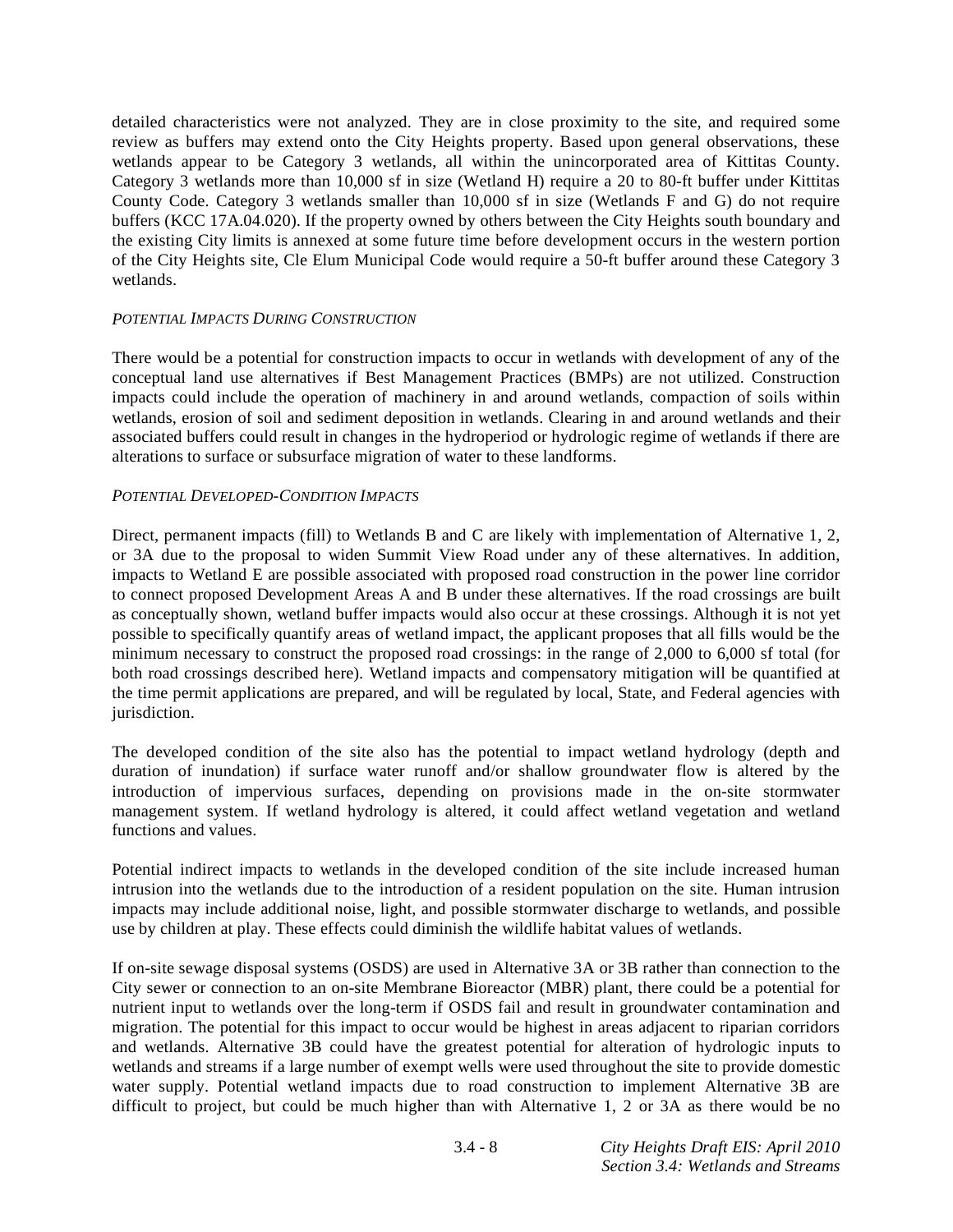detailed characteristics were not analyzed. They are in close proximity to the site, and required some review as buffers may extend onto the City Heights property. Based upon general observations, these wetlands appear to be Category 3 wetlands, all within the unincorporated area of Kittitas County. Category 3 wetlands more than 10,000 sf in size (Wetland H) require a 20 to 80-ft buffer under Kittitas County Code. Category 3 wetlands smaller than 10,000 sf in size (Wetlands F and G) do not require buffers (KCC 17A.04.020). If the property owned by others between the City Heights south boundary and the existing City limits is annexed at some future time before development occurs in the western portion of the City Heights site, Cle Elum Municipal Code would require a 50-ft buffer around these Category 3 wetlands.

*POTENTIAL IMPACTS DURING CONSTRUCTION*

There would be a potential for construction impacts to occur in wetlands with development of any of the conceptual land use alternatives if Best Management Practices (BMPs) are not utilized. Construction impacts could include the operation of machinery in and around wetlands, compaction of soils within wetlands, erosion of soil and sediment deposition in wetlands. Clearing in and around wetlands and their associated buffers could result in changes in the hydroperiod or hydrologic regime of wetlands if there are alterations to surface or subsurface migration of water to these landforms.

*POTENTIAL DEVELOPED-CONDITION IMPACTS*

Direct, permanent impacts (fill) to Wetlands B and C are likely with implementation of Alternative 1, 2, or 3A due to the proposal to widen Summit View Road under any of these alternatives. In addition, impacts to Wetland E are possible associated with proposed road construction in the power line corridor to connect proposed Development Areas A and B under these alternatives. If the road crossings are built as conceptually shown, wetland buffer impacts would also occur at these crossings. Although it is not yet possible to specifically quantify areas of wetland impact, the applicant proposes that all fills would be the minimum necessary to construct the proposed road crossings: in the range of 2,000 to 6,000 sf total (for both road crossings described here). Wetland impacts and compensatory mitigation will be quantified at the time permit applications are prepared, and will be regulated by local, State, and Federal agencies with jurisdiction.

The developed condition of the site also has the potential to impact wetland hydrology (depth and duration of inundation) if surface water runoff and/or shallow groundwater flow is altered by the introduction of impervious surfaces, depending on provisions made in the on-site stormwater management system. If wetland hydrology is altered, it could affect wetland vegetation and wetland functions and values.

Potential indirect impacts to wetlands in the developed condition of the site include increased human intrusion into the wetlands due to the introduction of a resident population on the site. Human intrusion impacts may include additional noise, light, and possible stormwater discharge to wetlands, and possible use by children at play. These effects could diminish the wildlife habitat values of wetlands.

If on-site sewage disposal systems (OSDS) are used in Alternative 3A or 3B rather than connection to the City sewer or connection to an on-site Membrane Bioreactor (MBR) plant, there could be a potential for nutrient input to wetlands over the long-term if OSDS fail and result in groundwater contamination and migration. The potential for this impact to occur would be highest in areas adjacent to riparian corridors and wetlands. Alternative 3B could have the greatest potential for alteration of hydrologic inputs to wetlands and streams if a large number of exempt wells were used throughout the site to provide domestic water supply. Potential wetland impacts due to road construction to implement Alternative 3B are difficult to project, but could be much higher than with Alternative 1, 2 or 3A as there would be no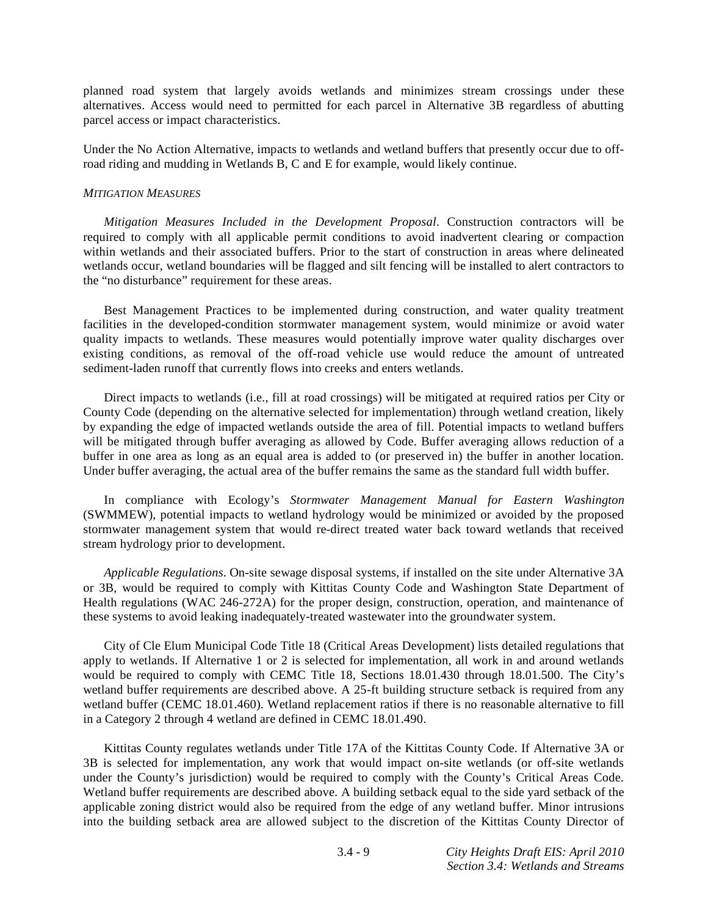planned road system that largely avoids wetlands and minimizes stream crossings under these alternatives. Access would need to permitted for each parcel in Alternative 3B regardless of abutting parcel access or impact characteristics.

Under the No Action Alternative, impacts to wetlands and wetland buffers that presently occur due to off-road riding and mudding in Wetlands B, C and E for example, would likely continue.

*MITIGATION MEASURES*

*Mitigation Measures Included in the Development Proposal*. Construction contractors will be required to comply with all applicable permit conditions to avoid inadvertent clearing or compaction within wetlands and their associated buffers. Prior to the start of construction in areas where delineated wetlands occur, wetland boundaries will be flagged and silt fencing will be installed to alert contractors to the "no disturbance" requirement for these areas.

Best Management Practices to be implemented during construction, and water quality treatment facilities in the developed-condition stormwater management system, would minimize or avoid water quality impacts to wetlands. These measures would potentially improve water quality discharges over existing conditions, as removal of the off-road vehicle use would reduce the amount of untreated sediment-laden runoff that currently flows into creeks and enters wetlands.

Direct impacts to wetlands (i.e., fill at road crossings) will be mitigated at required ratios per City or County Code (depending on the alternative selected for implementation) through wetland creation, likely by expanding the edge of impacted wetlands outside the area of fill. Potential impacts to wetland buffers will be mitigated through buffer averaging as allowed by Code. Buffer averaging allows reduction of a buffer in one area as long as an equal area is added to (or preserved in) the buffer in another location. Under buffer averaging, the actual area of the buffer remains the same as the standard full width buffer.

In compliance with Ecology's *Stormwater Management Manual for Eastern Washington* (SWMMEW), potential impacts to wetland hydrology would be minimized or avoided by the proposed stormwater management system that would re-direct treated water back toward wetlands that received stream hydrology prior to development.

*Applicable Regulations*. On-site sewage disposal systems, if installed on the site under Alternative 3A or 3B, would be required to comply with Kittitas County Code and Washington State Department of Health regulations (WAC 246-272A) for the proper design, construction, operation, and maintenance of these systems to avoid leaking inadequately-treated wastewater into the groundwater system.

City of Cle Elum Municipal Code Title 18 (Critical Areas Development) lists detailed regulations that apply to wetlands. If Alternative 1 or 2 is selected for implementation, all work in and around wetlands would be required to comply with CEMC Title 18, Sections 18.01.430 through 18.01.500. The City's wetland buffer requirements are described above. A 25-ft building structure setback is required from any wetland buffer (CEMC 18.01.460). Wetland replacement ratios if there is no reasonable alternative to fill in a Category 2 through 4 wetland are defined in CEMC 18.01.490.

Kittitas County regulates wetlands under Title 17A of the Kittitas County Code. If Alternative 3A or 3B is selected for implementation, any work that would impact on-site wetlands (or off-site wetlands under the County's jurisdiction) would be required to comply with the County's Critical Areas Code. Wetland buffer requirements are described above. A building setback equal to the side yard setback of the applicable zoning district would also be required from the edge of any wetland buffer. Minor intrusions into the building setback area are allowed subject to the discretion of the Kittitas County Director of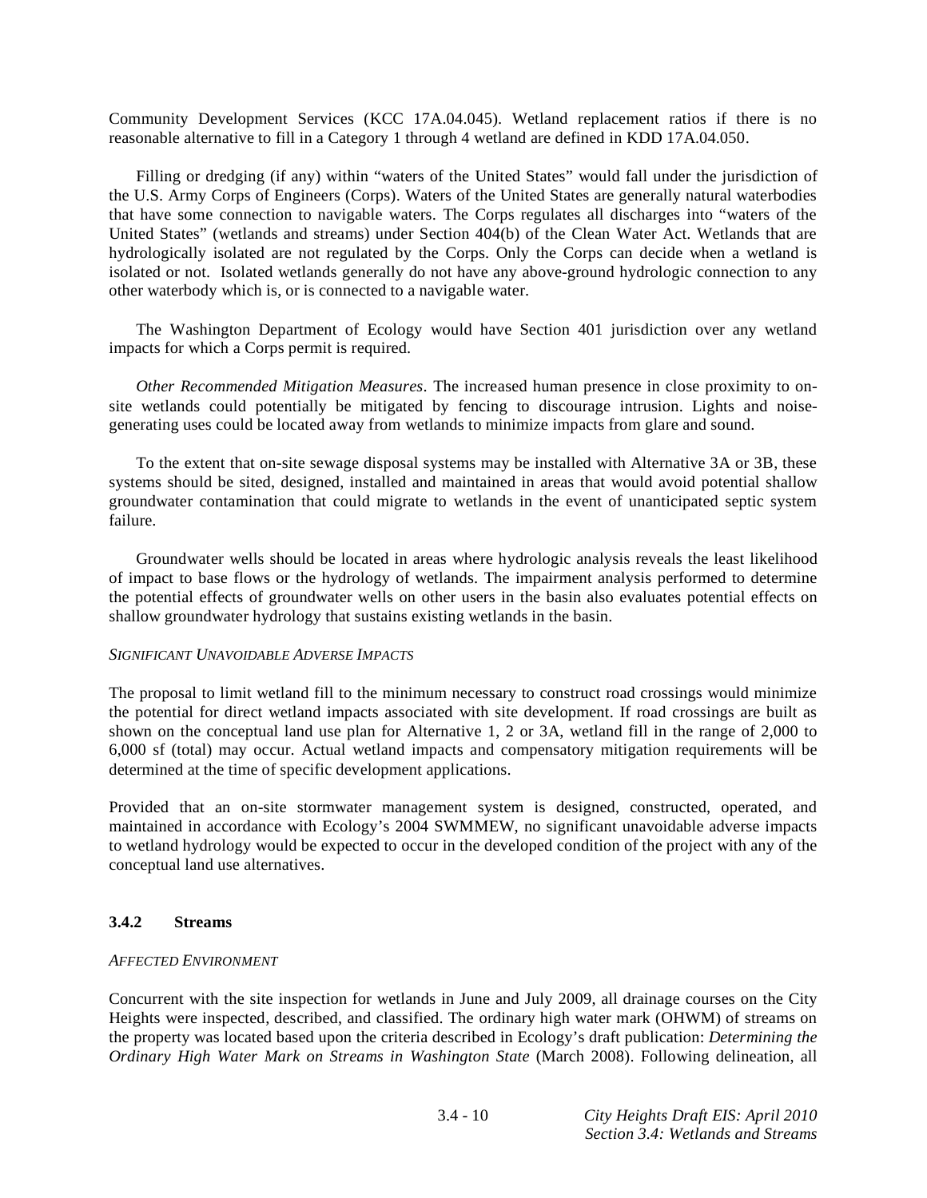Community Development Services (KCC 17A.04.045). Wetland replacement ratios if there is no reasonable alternative to fill in a Category 1 through 4 wetland are defined in KDD 17A.04.050.

Filling or dredging (if any) within "waters of the United States" would fall under the jurisdiction of the U.S. Army Corps of Engineers (Corps). Waters of the United States are generally natural waterbodies that have some connection to navigable waters. The Corps regulates all discharges into "waters of the United States" (wetlands and streams) under Section 404(b) of the Clean Water Act. Wetlands that are hydrologically isolated are not regulated by the Corps. Only the Corps can decide when a wetland is isolated or not. Isolated wetlands generally do not have any above-ground hydrologic connection to any other waterbody which is, or is connected to a navigable water.

The Washington Department of Ecology would have Section 401 jurisdiction over any wetland impacts for which a Corps permit is required.

*Other Recommended Mitigation Measures*. The increased human presence in close proximity to on-site wetlands could potentially be mitigated by fencing to discourage intrusion. Lights and noise-generating uses could be located away from wetlands to minimize impacts from glare and sound.

To the extent that on-site sewage disposal systems may be installed with Alternative 3A or 3B, these systems should be sited, designed, installed and maintained in areas that would avoid potential shallow groundwater contamination that could migrate to wetlands in the event of unanticipated septic system failure.

Groundwater wells should be located in areas where hydrologic analysis reveals the least likelihood of impact to base flows or the hydrology of wetlands. The impairment analysis performed to determine the potential effects of groundwater wells on other users in the basin also evaluates potential effects on shallow groundwater hydrology that sustains existing wetlands in the basin.

*SIGNIFICANT UNAVOIDABLE ADVERSE IMPACTS*

The proposal to limit wetland fill to the minimum necessary to construct road crossings would minimize the potential for direct wetland impacts associated with site development. If road crossings are built as shown on the conceptual land use plan for Alternative 1, 2 or 3A, wetland fill in the range of 2,000 to 6,000 sf (total) may occur. Actual wetland impacts and compensatory mitigation requirements will be determined at the time of specific development applications.

Provided that an on-site stormwater management system is designed, constructed, operated, and maintained in accordance with Ecology's 2004 SWMMEW, no significant unavoidable adverse impacts to wetland hydrology would be expected to occur in the developed condition of the project with any of the conceptual land use alternatives.

### 3.4.2 Streams

*AFFECTED ENVIRONMENT*

Concurrent with the site inspection for wetlands in June and July 2009, all drainage courses on the City Heights were inspected, described, and classified. The ordinary high water mark (OHWM) of streams on the property was located based upon the criteria described in Ecology's draft publication: *Determining the Ordinary High Water Mark on Streams in Washington State* (March 2008). Following delineation, all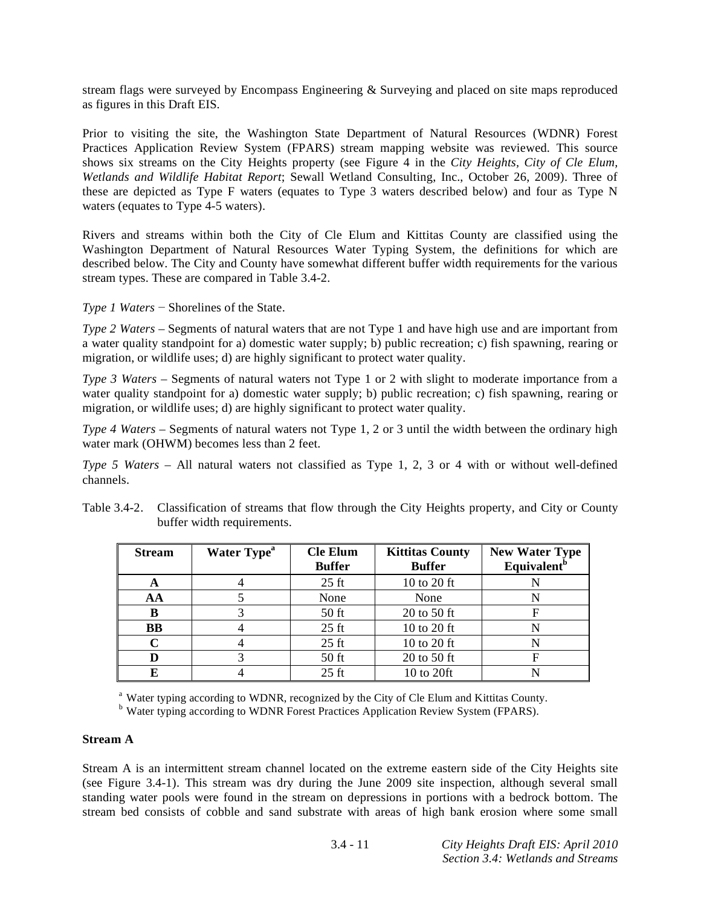stream flags were surveyed by Encompass Engineering & Surveying and placed on site maps reproduced as figures in this Draft EIS.

Prior to visiting the site, the Washington State Department of Natural Resources (WDNR) Forest Practices Application Review System (FPARS) stream mapping website was reviewed. This source shows six streams on the City Heights property (see Figure 4 in the *City Heights, City of Cle Elum, Wetlands and Wildlife Habitat Report*; Sewall Wetland Consulting, Inc., October 26, 2009). Three of these are depicted as Type F waters (equates to Type 3 waters described below) and four as Type N waters (equates to Type 4-5 waters).

Rivers and streams within both the City of Cle Elum and Kittitas County are classified using the Washington Department of Natural Resources Water Typing System, the definitions for which are described below. The City and County have somewhat different buffer width requirements for the various stream types. These are compared in Table 3.4-2.

*Type 1 Waters* − Shorelines of the State.

*Type 2 Waters* – Segments of natural waters that are not Type 1 and have high use and are important from a water quality standpoint for a) domestic water supply; b) public recreation; c) fish spawning, rearing or migration, or wildlife uses; d) are highly significant to protect water quality.

*Type 3 Waters* – Segments of natural waters not Type 1 or 2 with slight to moderate importance from a water quality standpoint for a) domestic water supply; b) public recreation; c) fish spawning, rearing or migration, or wildlife uses; d) are highly significant to protect water quality.

*Type 4 Waters* – Segments of natural waters not Type 1, 2 or 3 until the width between the ordinary high water mark (OHWM) becomes less than 2 feet.

*Type 5 Waters* – All natural waters not classified as Type 1, 2, 3 or 4 with or without well-defined channels.

Table 3.4-2. Classification of streams that flow through the City Heights property, and City or County buffer width requirements.

| Stream | Water Type[a] | Cle Elum Buffer | Kittitas County Buffer | New Water Type Equivalent[b] |
|---|---|---|---|---|
| **A** | 4 | 25 ft | 10 to 20 ft | N |
| **AA** | 5 | None | None | N |
| **B** | 3 | 50 ft | 20 to 50 ft | F |
| **BB** | 4 | 25 ft | 10 to 20 ft | N |
| **C** | 4 | 25 ft | 10 to 20 ft | N |
| **D** | 3 | 50 ft | 20 to 50 ft | F |
| **E** | 4 | 25 ft | 10 to 20ft | N |

[a] Water typing according to WDNR, recognized by the City of Cle Elum and Kittitas County.
[b] Water typing according to WDNR Forest Practices Application Review System (FPARS).

**Stream A**

Stream A is an intermittent stream channel located on the extreme eastern side of the City Heights site (see Figure 3.4-1). This stream was dry during the June 2009 site inspection, although several small standing water pools were found in the stream on depressions in portions with a bedrock bottom. The stream bed consists of cobble and sand substrate with areas of high bank erosion where some small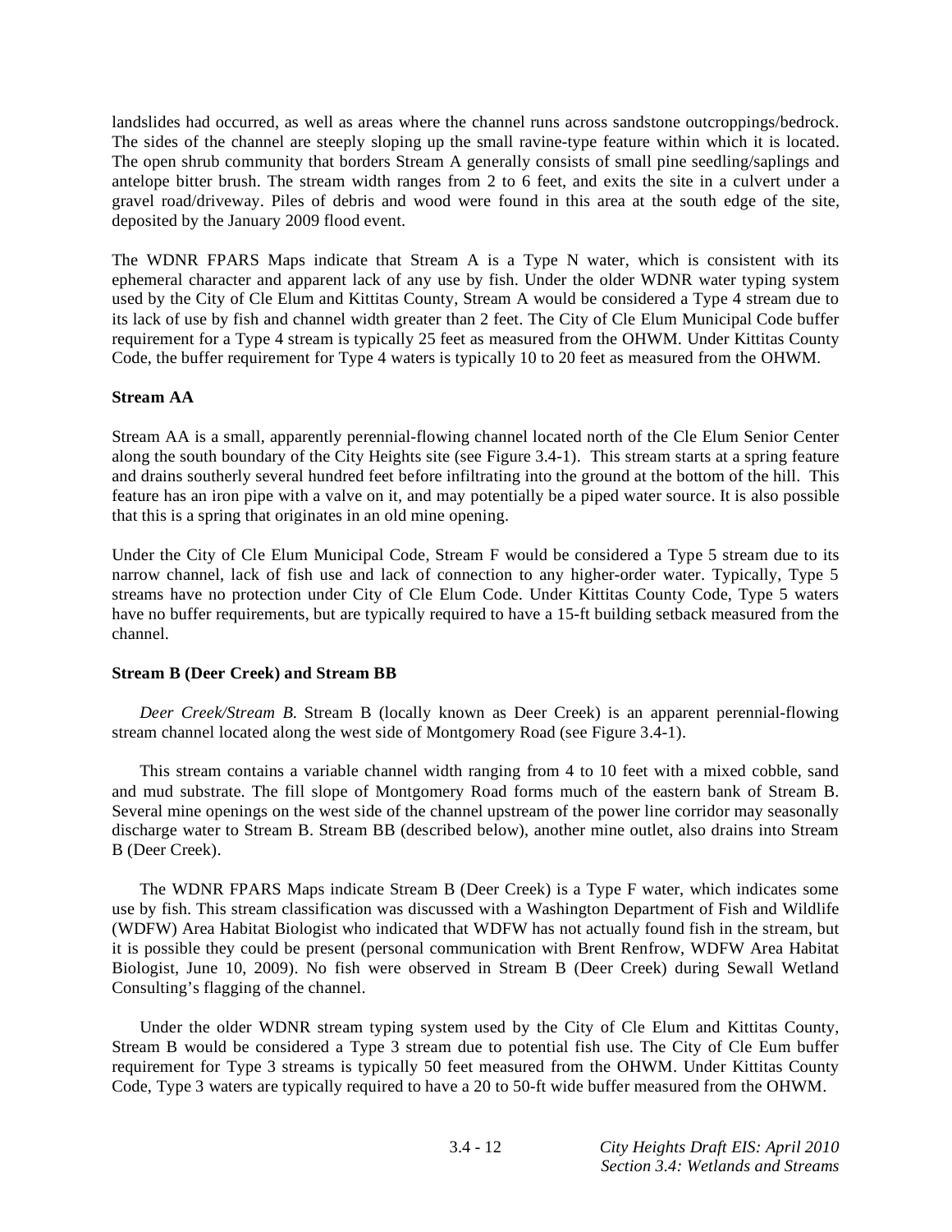landslides had occurred, as well as areas where the channel runs across sandstone outcroppings/bedrock. The sides of the channel are steeply sloping up the small ravine-type feature within which it is located. The open shrub community that borders Stream A generally consists of small pine seedling/saplings and antelope bitter brush. The stream width ranges from 2 to 6 feet, and exits the site in a culvert under a gravel road/driveway. Piles of debris and wood were found in this area at the south edge of the site, deposited by the January 2009 flood event.

The WDNR FPARS Maps indicate that Stream A is a Type N water, which is consistent with its ephemeral character and apparent lack of any use by fish. Under the older WDNR water typing system used by the City of Cle Elum and Kittitas County, Stream A would be considered a Type 4 stream due to its lack of use by fish and channel width greater than 2 feet. The City of Cle Elum Municipal Code buffer requirement for a Type 4 stream is typically 25 feet as measured from the OHWM. Under Kittitas County Code, the buffer requirement for Type 4 waters is typically 10 to 20 feet as measured from the OHWM.

**Stream AA**

Stream AA is a small, apparently perennial-flowing channel located north of the Cle Elum Senior Center along the south boundary of the City Heights site (see Figure 3.4-1). This stream starts at a spring feature and drains southerly several hundred feet before infiltrating into the ground at the bottom of the hill. This feature has an iron pipe with a valve on it, and may potentially be a piped water source. It is also possible that this is a spring that originates in an old mine opening.

Under the City of Cle Elum Municipal Code, Stream F would be considered a Type 5 stream due to its narrow channel, lack of fish use and lack of connection to any higher-order water. Typically, Type 5 streams have no protection under City of Cle Elum Code. Under Kittitas County Code, Type 5 waters have no buffer requirements, but are typically required to have a 15-ft building setback measured from the channel.

**Stream B (Deer Creek) and Stream BB**

*Deer Creek/Stream B.* Stream B (locally known as Deer Creek) is an apparent perennial-flowing stream channel located along the west side of Montgomery Road (see Figure 3.4-1).

This stream contains a variable channel width ranging from 4 to 10 feet with a mixed cobble, sand and mud substrate. The fill slope of Montgomery Road forms much of the eastern bank of Stream B. Several mine openings on the west side of the channel upstream of the power line corridor may seasonally discharge water to Stream B. Stream BB (described below), another mine outlet, also drains into Stream B (Deer Creek).

The WDNR FPARS Maps indicate Stream B (Deer Creek) is a Type F water, which indicates some use by fish. This stream classification was discussed with a Washington Department of Fish and Wildlife (WDFW) Area Habitat Biologist who indicated that WDFW has not actually found fish in the stream, but it is possible they could be present (personal communication with Brent Renfrow, WDFW Area Habitat Biologist, June 10, 2009). No fish were observed in Stream B (Deer Creek) during Sewall Wetland Consulting's flagging of the channel.

Under the older WDNR stream typing system used by the City of Cle Elum and Kittitas County, Stream B would be considered a Type 3 stream due to potential fish use. The City of Cle Eum buffer requirement for Type 3 streams is typically 50 feet measured from the OHWM. Under Kittitas County Code, Type 3 waters are typically required to have a 20 to 50-ft wide buffer measured from the OHWM.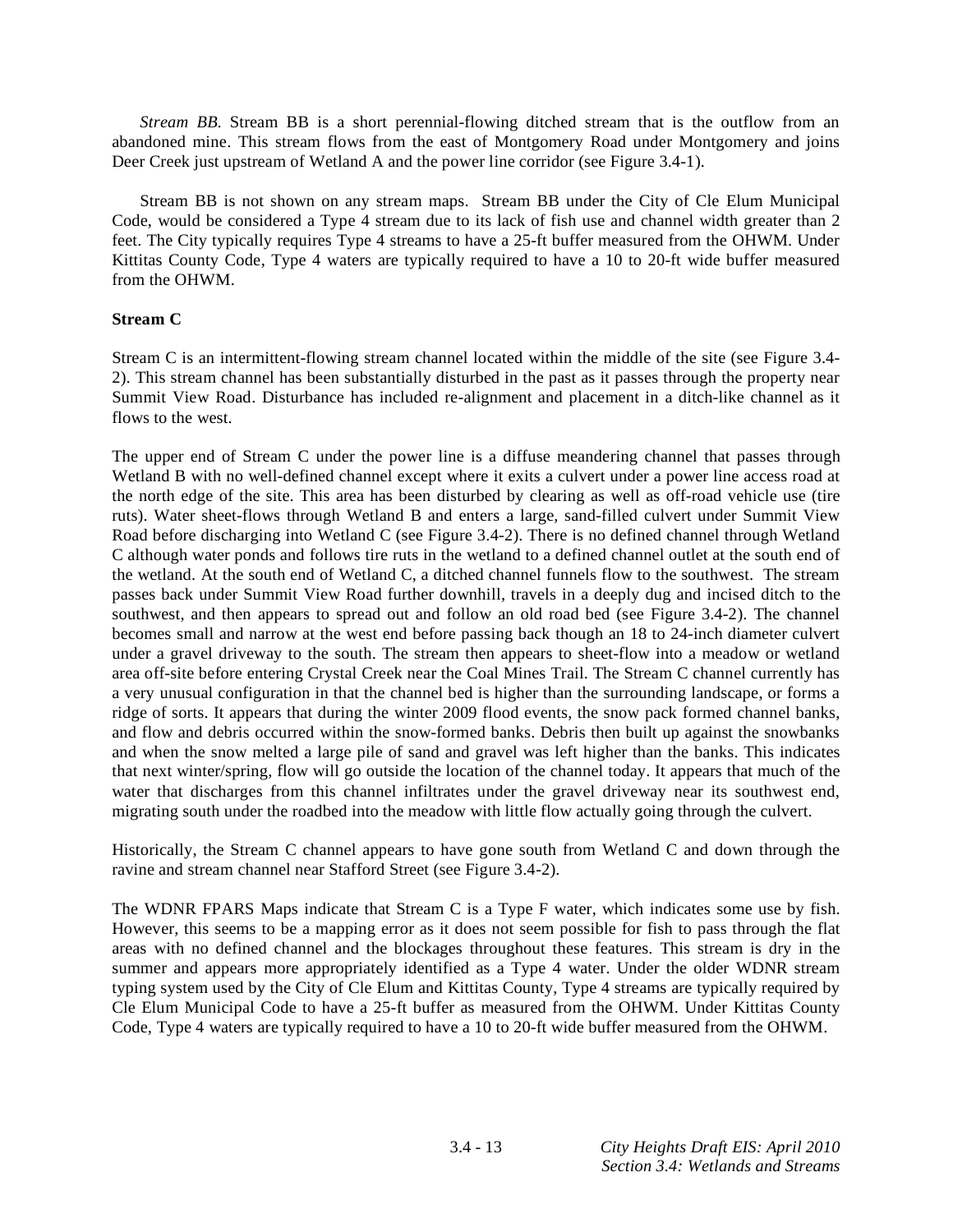*Stream BB.* Stream BB is a short perennial-flowing ditched stream that is the outflow from an abandoned mine. This stream flows from the east of Montgomery Road under Montgomery and joins Deer Creek just upstream of Wetland A and the power line corridor (see Figure 3.4-1).

Stream BB is not shown on any stream maps. Stream BB under the City of Cle Elum Municipal Code, would be considered a Type 4 stream due to its lack of fish use and channel width greater than 2 feet. The City typically requires Type 4 streams to have a 25-ft buffer measured from the OHWM. Under Kittitas County Code, Type 4 waters are typically required to have a 10 to 20-ft wide buffer measured from the OHWM.

**Stream C**

Stream C is an intermittent-flowing stream channel located within the middle of the site (see Figure 3.4-2). This stream channel has been substantially disturbed in the past as it passes through the property near Summit View Road. Disturbance has included re-alignment and placement in a ditch-like channel as it flows to the west.

The upper end of Stream C under the power line is a diffuse meandering channel that passes through Wetland B with no well-defined channel except where it exits a culvert under a power line access road at the north edge of the site. This area has been disturbed by clearing as well as off-road vehicle use (tire ruts). Water sheet-flows through Wetland B and enters a large, sand-filled culvert under Summit View Road before discharging into Wetland C (see Figure 3.4-2). There is no defined channel through Wetland C although water ponds and follows tire ruts in the wetland to a defined channel outlet at the south end of the wetland. At the south end of Wetland C, a ditched channel funnels flow to the southwest. The stream passes back under Summit View Road further downhill, travels in a deeply dug and incised ditch to the southwest, and then appears to spread out and follow an old road bed (see Figure 3.4-2). The channel becomes small and narrow at the west end before passing back though an 18 to 24-inch diameter culvert under a gravel driveway to the south. The stream then appears to sheet-flow into a meadow or wetland area off-site before entering Crystal Creek near the Coal Mines Trail. The Stream C channel currently has a very unusual configuration in that the channel bed is higher than the surrounding landscape, or forms a ridge of sorts. It appears that during the winter 2009 flood events, the snow pack formed channel banks, and flow and debris occurred within the snow-formed banks. Debris then built up against the snowbanks and when the snow melted a large pile of sand and gravel was left higher than the banks. This indicates that next winter/spring, flow will go outside the location of the channel today. It appears that much of the water that discharges from this channel infiltrates under the gravel driveway near its southwest end, migrating south under the roadbed into the meadow with little flow actually going through the culvert.

Historically, the Stream C channel appears to have gone south from Wetland C and down through the ravine and stream channel near Stafford Street (see Figure 3.4-2).

The WDNR FPARS Maps indicate that Stream C is a Type F water, which indicates some use by fish. However, this seems to be a mapping error as it does not seem possible for fish to pass through the flat areas with no defined channel and the blockages throughout these features. This stream is dry in the summer and appears more appropriately identified as a Type 4 water. Under the older WDNR stream typing system used by the City of Cle Elum and Kittitas County, Type 4 streams are typically required by Cle Elum Municipal Code to have a 25-ft buffer as measured from the OHWM. Under Kittitas County Code, Type 4 waters are typically required to have a 10 to 20-ft wide buffer measured from the OHWM.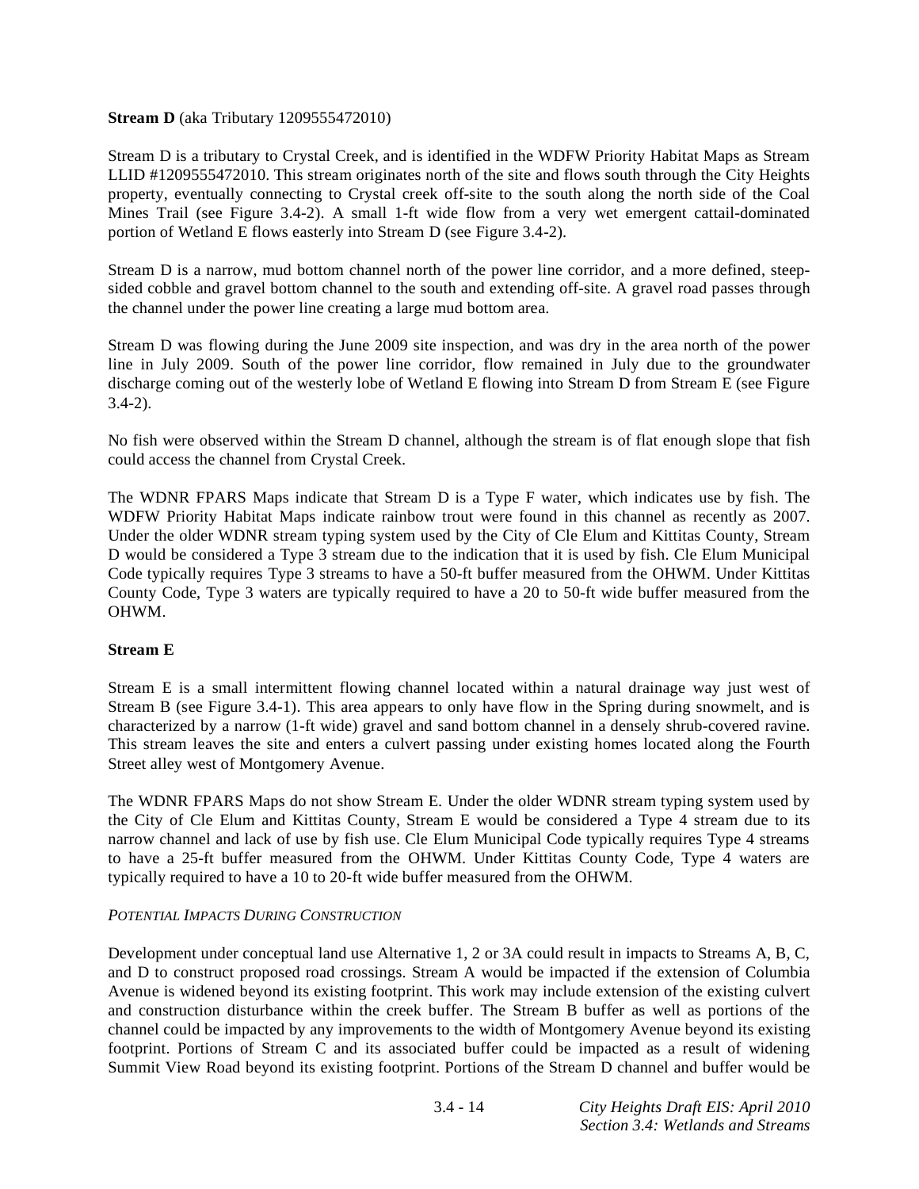**Stream D** (aka Tributary 1209555472010)

Stream D is a tributary to Crystal Creek, and is identified in the WDFW Priority Habitat Maps as Stream LLID #1209555472010. This stream originates north of the site and flows south through the City Heights property, eventually connecting to Crystal creek off-site to the south along the north side of the Coal Mines Trail (see Figure 3.4-2). A small 1-ft wide flow from a very wet emergent cattail-dominated portion of Wetland E flows easterly into Stream D (see Figure 3.4-2).

Stream D is a narrow, mud bottom channel north of the power line corridor, and a more defined, steep-sided cobble and gravel bottom channel to the south and extending off-site. A gravel road passes through the channel under the power line creating a large mud bottom area.

Stream D was flowing during the June 2009 site inspection, and was dry in the area north of the power line in July 2009. South of the power line corridor, flow remained in July due to the groundwater discharge coming out of the westerly lobe of Wetland E flowing into Stream D from Stream E (see Figure 3.4-2).

No fish were observed within the Stream D channel, although the stream is of flat enough slope that fish could access the channel from Crystal Creek.

The WDNR FPARS Maps indicate that Stream D is a Type F water, which indicates use by fish. The WDFW Priority Habitat Maps indicate rainbow trout were found in this channel as recently as 2007. Under the older WDNR stream typing system used by the City of Cle Elum and Kittitas County, Stream D would be considered a Type 3 stream due to the indication that it is used by fish. Cle Elum Municipal Code typically requires Type 3 streams to have a 50-ft buffer measured from the OHWM. Under Kittitas County Code, Type 3 waters are typically required to have a 20 to 50-ft wide buffer measured from the OHWM.

**Stream E**

Stream E is a small intermittent flowing channel located within a natural drainage way just west of Stream B (see Figure 3.4-1). This area appears to only have flow in the Spring during snowmelt, and is characterized by a narrow (1-ft wide) gravel and sand bottom channel in a densely shrub-covered ravine. This stream leaves the site and enters a culvert passing under existing homes located along the Fourth Street alley west of Montgomery Avenue.

The WDNR FPARS Maps do not show Stream E. Under the older WDNR stream typing system used by the City of Cle Elum and Kittitas County, Stream E would be considered a Type 4 stream due to its narrow channel and lack of use by fish use. Cle Elum Municipal Code typically requires Type 4 streams to have a 25-ft buffer measured from the OHWM. Under Kittitas County Code, Type 4 waters are typically required to have a 10 to 20-ft wide buffer measured from the OHWM.

*POTENTIAL IMPACTS DURING CONSTRUCTION*

Development under conceptual land use Alternative 1, 2 or 3A could result in impacts to Streams A, B, C, and D to construct proposed road crossings. Stream A would be impacted if the extension of Columbia Avenue is widened beyond its existing footprint. This work may include extension of the existing culvert and construction disturbance within the creek buffer. The Stream B buffer as well as portions of the channel could be impacted by any improvements to the width of Montgomery Avenue beyond its existing footprint. Portions of Stream C and its associated buffer could be impacted as a result of widening Summit View Road beyond its existing footprint. Portions of the Stream D channel and buffer would be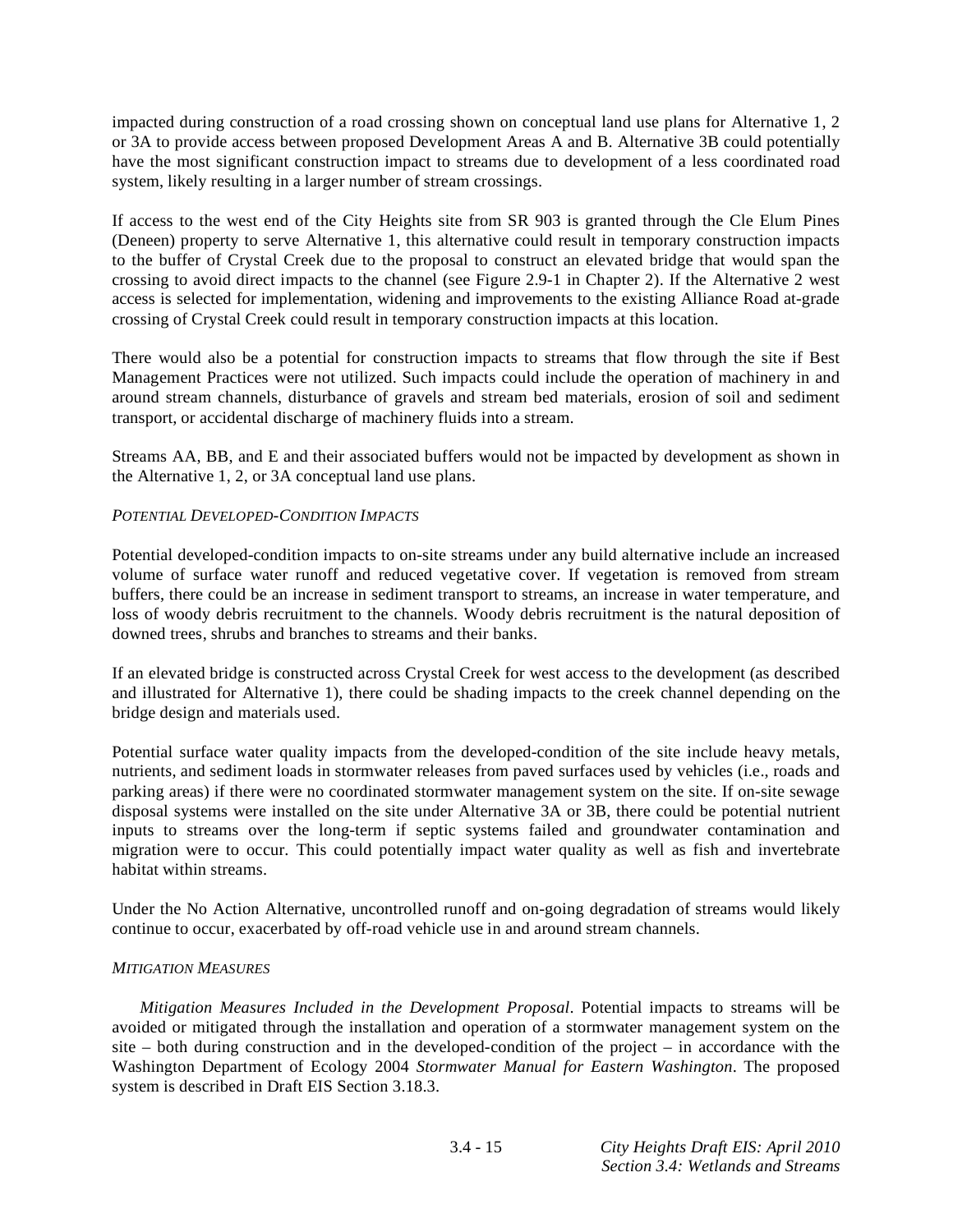impacted during construction of a road crossing shown on conceptual land use plans for Alternative 1, 2 or 3A to provide access between proposed Development Areas A and B. Alternative 3B could potentially have the most significant construction impact to streams due to development of a less coordinated road system, likely resulting in a larger number of stream crossings.

If access to the west end of the City Heights site from SR 903 is granted through the Cle Elum Pines (Deneen) property to serve Alternative 1, this alternative could result in temporary construction impacts to the buffer of Crystal Creek due to the proposal to construct an elevated bridge that would span the crossing to avoid direct impacts to the channel (see Figure 2.9-1 in Chapter 2). If the Alternative 2 west access is selected for implementation, widening and improvements to the existing Alliance Road at-grade crossing of Crystal Creek could result in temporary construction impacts at this location.

There would also be a potential for construction impacts to streams that flow through the site if Best Management Practices were not utilized. Such impacts could include the operation of machinery in and around stream channels, disturbance of gravels and stream bed materials, erosion of soil and sediment transport, or accidental discharge of machinery fluids into a stream.

Streams AA, BB, and E and their associated buffers would not be impacted by development as shown in the Alternative 1, 2, or 3A conceptual land use plans.

*POTENTIAL DEVELOPED-CONDITION IMPACTS*

Potential developed-condition impacts to on-site streams under any build alternative include an increased volume of surface water runoff and reduced vegetative cover. If vegetation is removed from stream buffers, there could be an increase in sediment transport to streams, an increase in water temperature, and loss of woody debris recruitment to the channels. Woody debris recruitment is the natural deposition of downed trees, shrubs and branches to streams and their banks.

If an elevated bridge is constructed across Crystal Creek for west access to the development (as described and illustrated for Alternative 1), there could be shading impacts to the creek channel depending on the bridge design and materials used.

Potential surface water quality impacts from the developed-condition of the site include heavy metals, nutrients, and sediment loads in stormwater releases from paved surfaces used by vehicles (i.e., roads and parking areas) if there were no coordinated stormwater management system on the site. If on-site sewage disposal systems were installed on the site under Alternative 3A or 3B, there could be potential nutrient inputs to streams over the long-term if septic systems failed and groundwater contamination and migration were to occur. This could potentially impact water quality as well as fish and invertebrate habitat within streams.

Under the No Action Alternative, uncontrolled runoff and on-going degradation of streams would likely continue to occur, exacerbated by off-road vehicle use in and around stream channels.

*MITIGATION MEASURES*

*Mitigation Measures Included in the Development Proposal*. Potential impacts to streams will be avoided or mitigated through the installation and operation of a stormwater management system on the site – both during construction and in the developed-condition of the project – in accordance with the Washington Department of Ecology 2004 *Stormwater Manual for Eastern Washington*. The proposed system is described in Draft EIS Section 3.18.3.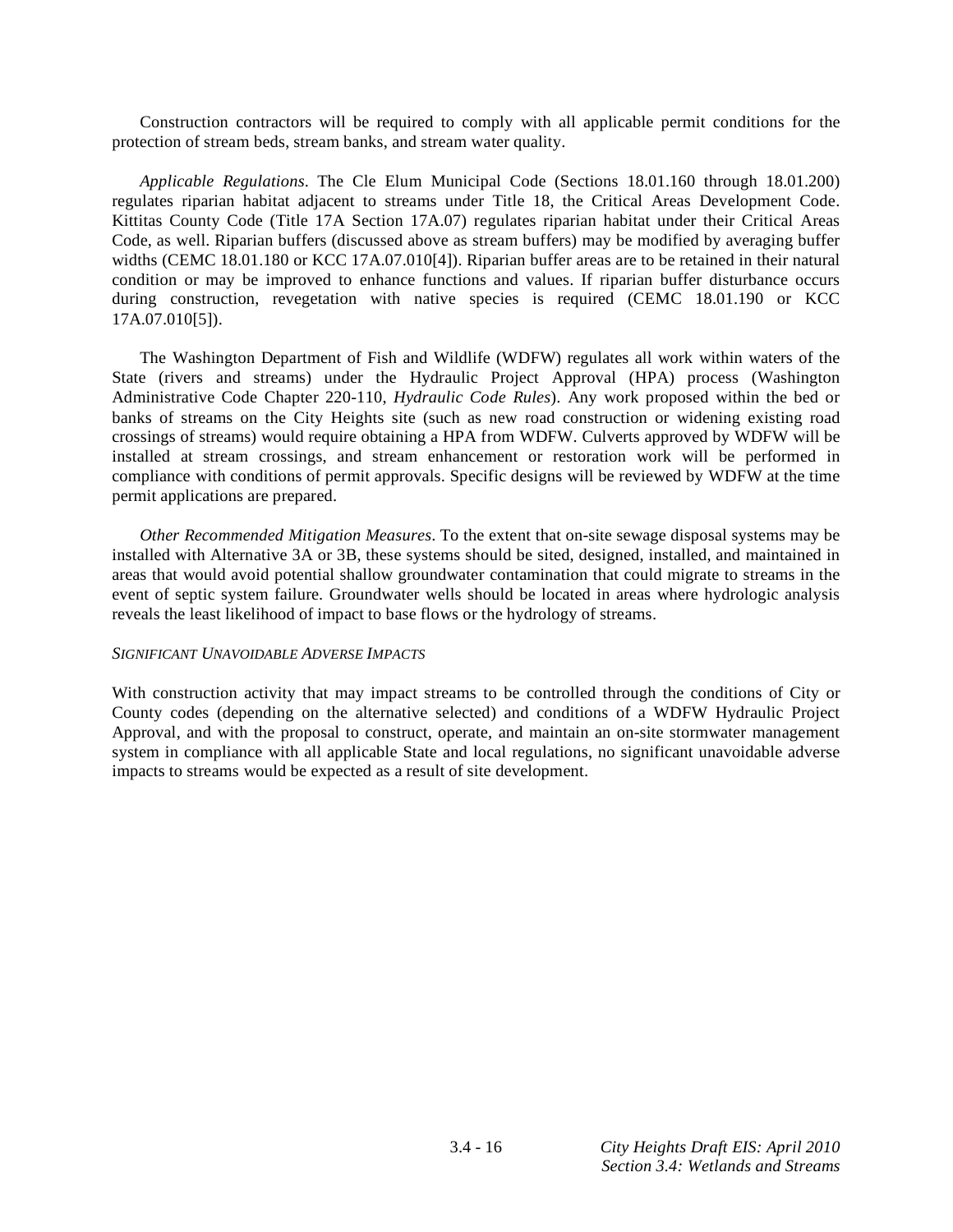Construction contractors will be required to comply with all applicable permit conditions for the protection of stream beds, stream banks, and stream water quality.

*Applicable Regulations*. The Cle Elum Municipal Code (Sections 18.01.160 through 18.01.200) regulates riparian habitat adjacent to streams under Title 18, the Critical Areas Development Code. Kittitas County Code (Title 17A Section 17A.07) regulates riparian habitat under their Critical Areas Code, as well. Riparian buffers (discussed above as stream buffers) may be modified by averaging buffer widths (CEMC 18.01.180 or KCC 17A.07.010[4]). Riparian buffer areas are to be retained in their natural condition or may be improved to enhance functions and values. If riparian buffer disturbance occurs during construction, revegetation with native species is required (CEMC 18.01.190 or KCC 17A.07.010[5]).

The Washington Department of Fish and Wildlife (WDFW) regulates all work within waters of the State (rivers and streams) under the Hydraulic Project Approval (HPA) process (Washington Administrative Code Chapter 220-110, *Hydraulic Code Rules*). Any work proposed within the bed or banks of streams on the City Heights site (such as new road construction or widening existing road crossings of streams) would require obtaining a HPA from WDFW. Culverts approved by WDFW will be installed at stream crossings, and stream enhancement or restoration work will be performed in compliance with conditions of permit approvals. Specific designs will be reviewed by WDFW at the time permit applications are prepared.

*Other Recommended Mitigation Measures*. To the extent that on-site sewage disposal systems may be installed with Alternative 3A or 3B, these systems should be sited, designed, installed, and maintained in areas that would avoid potential shallow groundwater contamination that could migrate to streams in the event of septic system failure. Groundwater wells should be located in areas where hydrologic analysis reveals the least likelihood of impact to base flows or the hydrology of streams.

*SIGNIFICANT UNAVOIDABLE ADVERSE IMPACTS*

With construction activity that may impact streams to be controlled through the conditions of City or County codes (depending on the alternative selected) and conditions of a WDFW Hydraulic Project Approval, and with the proposal to construct, operate, and maintain an on-site stormwater management system in compliance with all applicable State and local regulations, no significant unavoidable adverse impacts to streams would be expected as a result of site development.